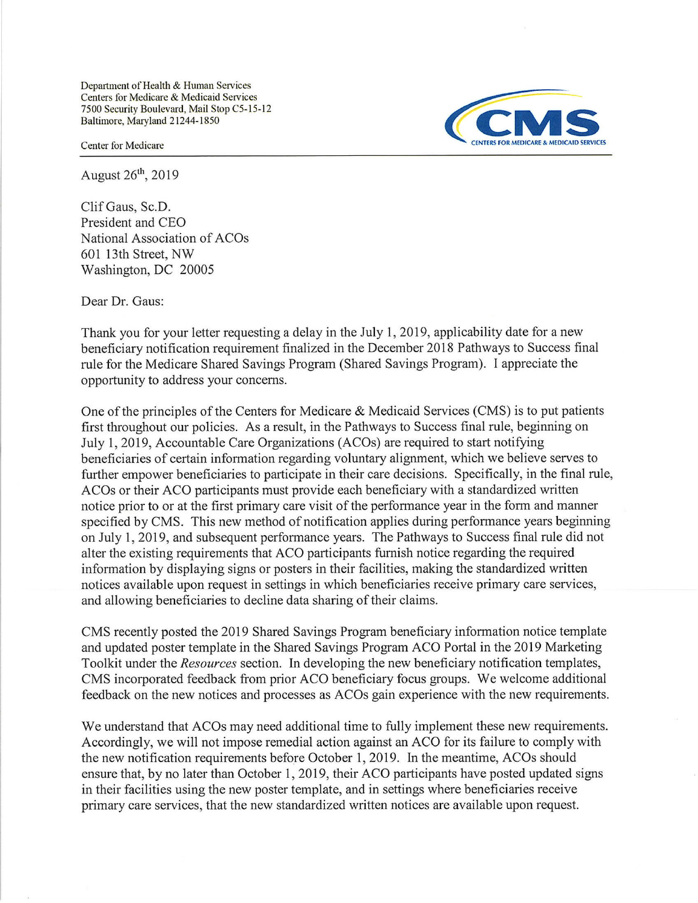Department of Health & Human Services
Centers for Medicare & Medicaid Services
7500 Security Boulevard, Mail Stop C5-15-12
Baltimore, Maryland 21244-1850

Center for Medicare

CMS
CENTERS FOR MEDICARE & MEDICAID SERVICES

---

August 26th, 2019

Clif Gaus, Sc.D.
President and CEO
National Association of ACOs
601 13th Street, NW
Washington, DC 20005

Dear Dr. Gaus:

Thank you for your letter requesting a delay in the July 1, 2019, applicability date for a new beneficiary notification requirement finalized in the December 2018 Pathways to Success final rule for the Medicare Shared Savings Program (Shared Savings Program). I appreciate the opportunity to address your concerns.

One of the principles of the Centers for Medicare & Medicaid Services (CMS) is to put patients first throughout our policies. As a result, in the Pathways to Success final rule, beginning on July 1, 2019, Accountable Care Organizations (ACOs) are required to start notifying beneficiaries of certain information regarding voluntary alignment, which we believe serves to further empower beneficiaries to participate in their care decisions. Specifically, in the final rule, ACOs or their ACO participants must provide each beneficiary with a standardized written notice prior to or at the first primary care visit of the performance year in the form and manner specified by CMS. This new method of notification applies during performance years beginning on July 1, 2019, and subsequent performance years. The Pathways to Success final rule did not alter the existing requirements that ACO participants furnish notice regarding the required information by displaying signs or posters in their facilities, making the standardized written notices available upon request in settings in which beneficiaries receive primary care services, and allowing beneficiaries to decline data sharing of their claims.

CMS recently posted the 2019 Shared Savings Program beneficiary information notice template and updated poster template in the Shared Savings Program ACO Portal in the 2019 Marketing Toolkit under the *Resources* section. In developing the new beneficiary notification templates, CMS incorporated feedback from prior ACO beneficiary focus groups. We welcome additional feedback on the new notices and processes as ACOs gain experience with the new requirements.

We understand that ACOs may need additional time to fully implement these new requirements. Accordingly, we will not impose remedial action against an ACO for its failure to comply with the new notification requirements before October 1, 2019. In the meantime, ACOs should ensure that, by no later than October 1, 2019, their ACO participants have posted updated signs in their facilities using the new poster template, and in settings where beneficiaries receive primary care services, that the new standardized written notices are available upon request.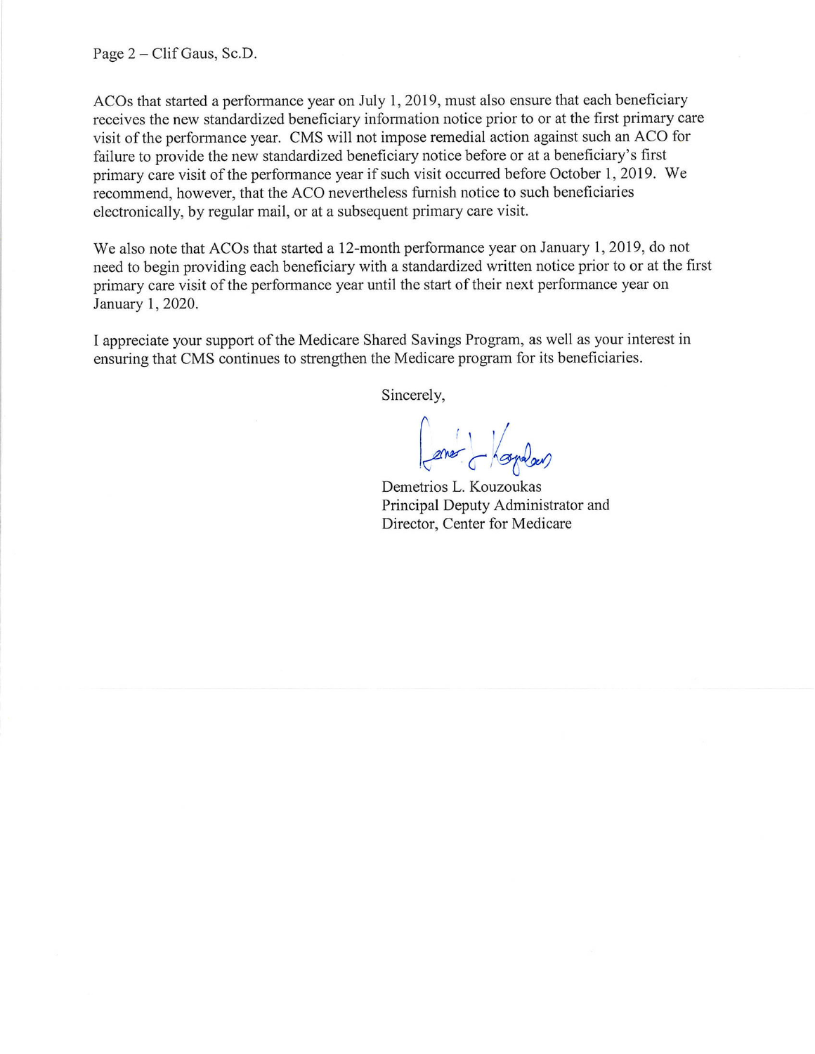ACOs that started a performance year on July 1, 2019, must also ensure that each beneficiary receives the new standardized beneficiary information notice prior to or at the first primary care visit of the performance year. CMS will not impose remedial action against such an ACO for failure to provide the new standardized beneficiary notice before or at a beneficiary's first primary care visit of the performance year if such visit occurred before October 1, 2019. We recommend, however, that the ACO nevertheless furnish notice to such beneficiaries electronically, by regular mail, or at a subsequent primary care visit.

We also note that ACOs that started a 12-month performance year on January 1, 2019, do not need to begin providing each beneficiary with a standardized written notice prior to or at the first primary care visit of the performance year until the start of their next performance year on January 1, 2020.

I appreciate your support of the Medicare Shared Savings Program, as well as your interest in ensuring that CMS continues to strengthen the Medicare program for its beneficiaries.

Sincerely,

Demetrios L. Kouzoukas  
Principal Deputy Administrator and  
Director, Center for Medicare